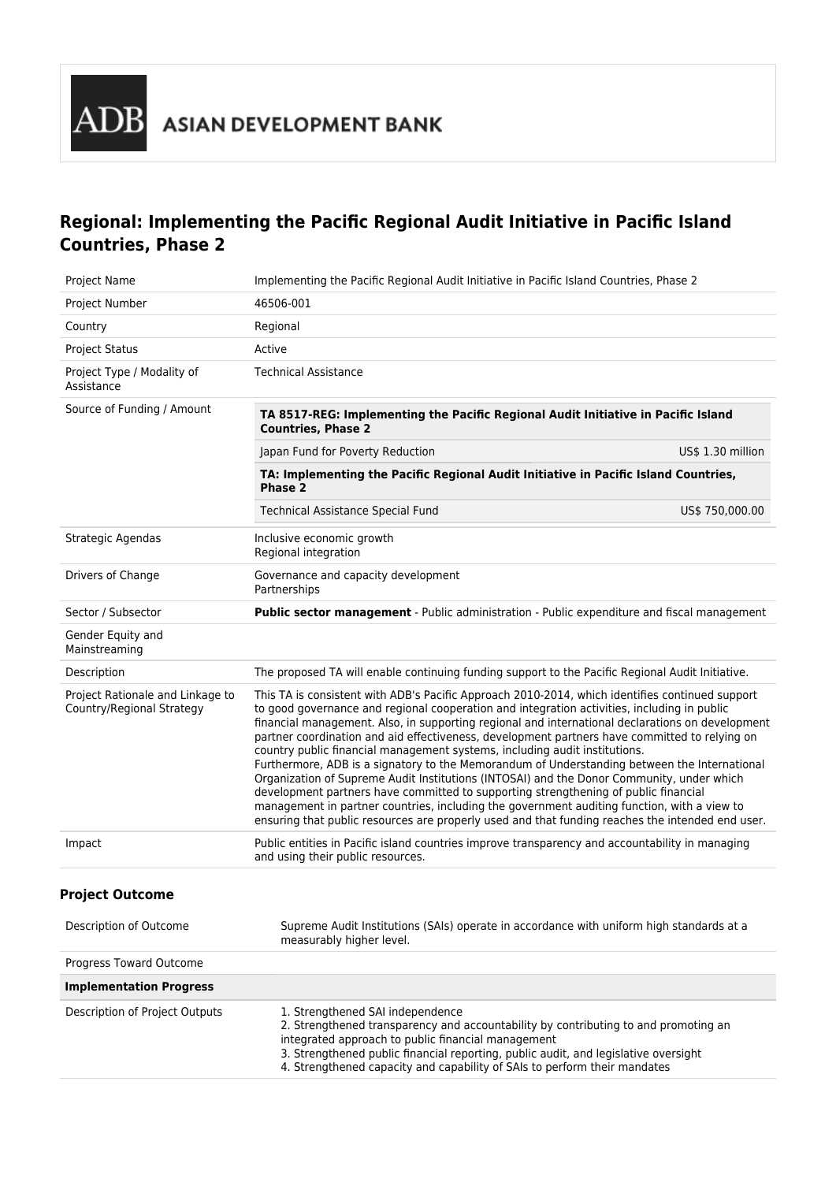ADB ASIAN DEVELOPMENT BANK

# Regional: Implementing the Pacific Regional Audit Initiative in Pacific Island Countries, Phase 2

| | |
|---|---|
| Project Name | Implementing the Pacific Regional Audit Initiative in Pacific Island Countries, Phase 2 |
| Project Number | 46506-001 |
| Country | Regional |
| Project Status | Active |
| Project Type / Modality of Assistance | Technical Assistance |
| Source of Funding / Amount | **TA 8517-REG: Implementing the Pacific Regional Audit Initiative in Pacific Island Countries, Phase 2**<br>Japan Fund for Poverty Reduction — US$ 1.30 million<br>**TA: Implementing the Pacific Regional Audit Initiative in Pacific Island Countries, Phase 2**<br>Technical Assistance Special Fund — US$ 750,000.00 |
| Strategic Agendas | Inclusive economic growth<br>Regional integration |
| Drivers of Change | Governance and capacity development<br>Partnerships |
| Sector / Subsector | **Public sector management** - Public administration - Public expenditure and fiscal management |
| Gender Equity and Mainstreaming | |
| Description | The proposed TA will enable continuing funding support to the Pacific Regional Audit Initiative. |
| Project Rationale and Linkage to Country/Regional Strategy | This TA is consistent with ADB's Pacific Approach 2010-2014, which identifies continued support to good governance and regional cooperation and integration activities, including in public financial management. Also, in supporting regional and international declarations on development partner coordination and aid effectiveness, development partners have committed to relying on country public financial management systems, including audit institutions.<br>Furthermore, ADB is a signatory to the Memorandum of Understanding between the International Organization of Supreme Audit Institutions (INTOSAI) and the Donor Community, under which development partners have committed to supporting strengthening of public financial management in partner countries, including the government auditing function, with a view to ensuring that public resources are properly used and that funding reaches the intended end user. |
| Impact | Public entities in Pacific island countries improve transparency and accountability in managing and using their public resources. |

## Project Outcome

| | |
|---|---|
| Description of Outcome | Supreme Audit Institutions (SAIs) operate in accordance with uniform high standards at a measurably higher level. |
| Progress Toward Outcome | |
| **Implementation Progress** | |
| Description of Project Outputs | 1. Strengthened SAI independence<br>2. Strengthened transparency and accountability by contributing to and promoting an integrated approach to public financial management<br>3. Strengthened public financial reporting, public audit, and legislative oversight<br>4. Strengthened capacity and capability of SAIs to perform their mandates |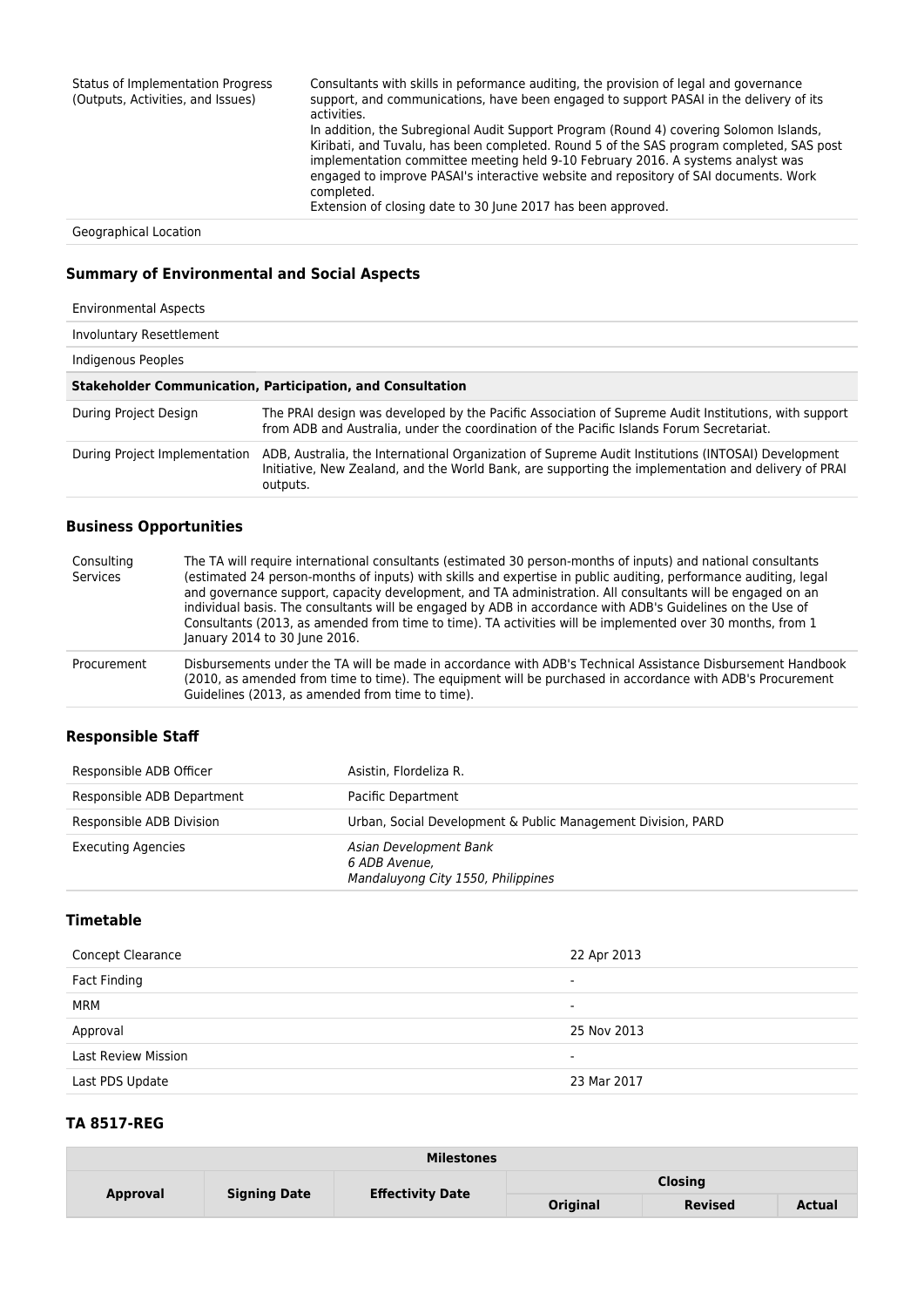| | |
|---|---|
| Status of Implementation Progress (Outputs, Activities, and Issues) | Consultants with skills in peformance auditing, the provision of legal and governance support, and communications, have been engaged to support PASAI in the delivery of its activities.<br>In addition, the Subregional Audit Support Program (Round 4) covering Solomon Islands, Kiribati, and Tuvalu, has been completed. Round 5 of the SAS program completed, SAS post implementation committee meeting held 9-10 February 2016. A systems analyst was engaged to improve PASAI's interactive website and repository of SAI documents. Work completed.<br>Extension of closing date to 30 June 2017 has been approved. |
| Geographical Location | |

### Summary of Environmental and Social Aspects

| | |
|---|---|
| Environmental Aspects | |
| Involuntary Resettlement | |
| Indigenous Peoples | |
| **Stakeholder Communication, Participation, and Consultation** | |
| During Project Design | The PRAI design was developed by the Pacific Association of Supreme Audit Institutions, with support from ADB and Australia, under the coordination of the Pacific Islands Forum Secretariat. |
| During Project Implementation | ADB, Australia, the International Organization of Supreme Audit Institutions (INTOSAI) Development Initiative, New Zealand, and the World Bank, are supporting the implementation and delivery of PRAI outputs. |

### Business Opportunities

| | |
|---|---|
| Consulting Services | The TA will require international consultants (estimated 30 person-months of inputs) and national consultants (estimated 24 person-months of inputs) with skills and expertise in public auditing, performance auditing, legal and governance support, capacity development, and TA administration. All consultants will be engaged on an individual basis. The consultants will be engaged by ADB in accordance with ADB's Guidelines on the Use of Consultants (2013, as amended from time to time). TA activities will be implemented over 30 months, from 1 January 2014 to 30 June 2016. |
| Procurement | Disbursements under the TA will be made in accordance with ADB's Technical Assistance Disbursement Handbook (2010, as amended from time to time). The equipment will be purchased in accordance with ADB's Procurement Guidelines (2013, as amended from time to time). |

### Responsible Staff

| | |
|---|---|
| Responsible ADB Officer | Asistin, Flordeliza R. |
| Responsible ADB Department | Pacific Department |
| Responsible ADB Division | Urban, Social Development & Public Management Division, PARD |
| Executing Agencies | *Asian Development Bank*<br>*6 ADB Avenue,*<br>*Mandaluyong City 1550, Philippines* |

### Timetable

| | |
|---|---|
| Concept Clearance | 22 Apr 2013 |
| Fact Finding | - |
| MRM | - |
| Approval | 25 Nov 2013 |
| Last Review Mission | - |
| Last PDS Update | 23 Mar 2017 |

### TA 8517-REG

| Milestones | | | | | |
|---|---|---|---|---|---|
| Approval | Signing Date | Effectivity Date | Closing | | |
| | | | Original | Revised | Actual |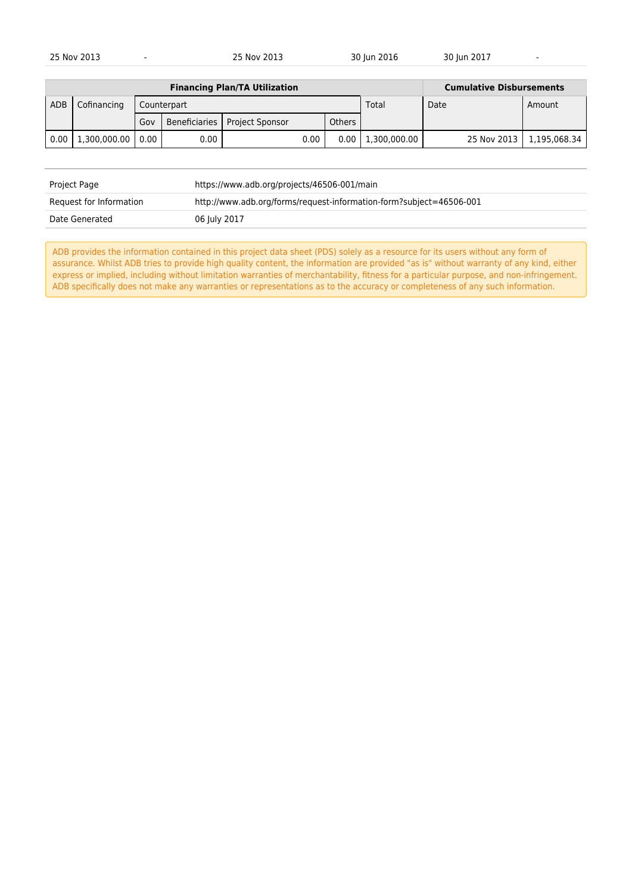| | | | | | |
|---|---|---|---|---|---|
| 25 Nov 2013 | - | 25 Nov 2013 | 30 Jun 2016 | 30 Jun 2017 | - |

| Financing Plan/TA Utilization | | | | | | | | Cumulative Disbursements | |
|---|---|---|---|---|---|---|---|---|---|
| ADB | Cofinancing | Counterpart | | | | Total | | Date | Amount |
| | | Gov | Beneficiaries | Project Sponsor | Others | | | | |
| 0.00 | 1,300,000.00 | 0.00 | 0.00 | 0.00 | 0.00 | 1,300,000.00 | | 25 Nov 2013 | 1,195,068.34 |

| | |
|---|---|
| Project Page | https://www.adb.org/projects/46506-001/main |
| Request for Information | http://www.adb.org/forms/request-information-form?subject=46506-001 |
| Date Generated | 06 July 2017 |

ADB provides the information contained in this project data sheet (PDS) solely as a resource for its users without any form of assurance. Whilst ADB tries to provide high quality content, the information are provided "as is" without warranty of any kind, either express or implied, including without limitation warranties of merchantability, fitness for a particular purpose, and non-infringement. ADB specifically does not make any warranties or representations as to the accuracy or completeness of any such information.